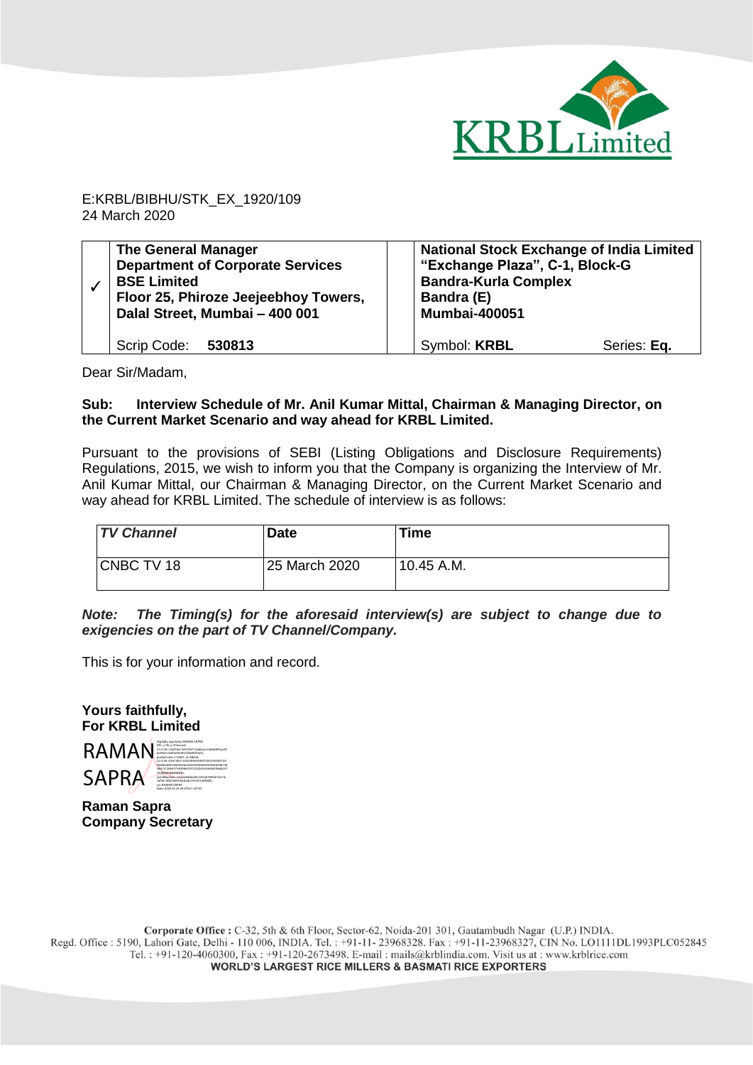E:KRBL/BIBHU/STK_EX_1920/109
24 March 2020

| ✓ | **The General Manager**<br>**Department of Corporate Services**<br>**BSE Limited**<br>**Floor 25, Phiroze Jeejeebhoy Towers,**<br>**Dalal Street, Mumbai – 400 001** | | **National Stock Exchange of India Limited**<br>**"Exchange Plaza", C-1, Block-G**<br>**Bandra-Kurla Complex**<br>**Bandra (E)**<br>**Mumbai-400051** |
|---|---|---|---|
| | Scrip Code: **530813** | | Symbol: **KRBL** Series: **Eq.** |

Dear Sir/Madam,

**Sub: Interview Schedule of Mr. Anil Kumar Mittal, Chairman & Managing Director, on the Current Market Scenario and way ahead for KRBL Limited.**

Pursuant to the provisions of SEBI (Listing Obligations and Disclosure Requirements) Regulations, 2015, we wish to inform you that the Company is organizing the Interview of Mr. Anil Kumar Mittal, our Chairman & Managing Director, on the Current Market Scenario and way ahead for KRBL Limited. The schedule of interview is as follows:

| *TV Channel* | Date | Time |
|---|---|---|
| CNBC TV 18 | 25 March 2020 | 10.45 A.M. |

***Note: The Timing(s) for the aforesaid interview(s) are subject to change due to exigencies on the part of TV Channel/Company.***

This is for your information and record.

**Yours faithfully,**
**For KRBL Limited**

RAMAN SAPRA

**Raman Sapra**
**Company Secretary**

**Corporate Office :** C-32, 5th & 6th Floor, Sector-62, Noida-201 301, Gautambudh Nagar (U.P.) INDIA.
Regd. Office : 5190, Lahori Gate, Delhi - 110 006, INDIA. Tel. : +91-11- 23968328. Fax : +91-11-23968327, CIN No. LO1111DL1993PLC052845
Tel. : +91-120-4060300, Fax : +91-120-2673498. E-mail : mails@krblindia.com. Visit us at : www.krblrice.com
**WORLD'S LARGEST RICE MILLERS & BASMATI RICE EXPORTERS**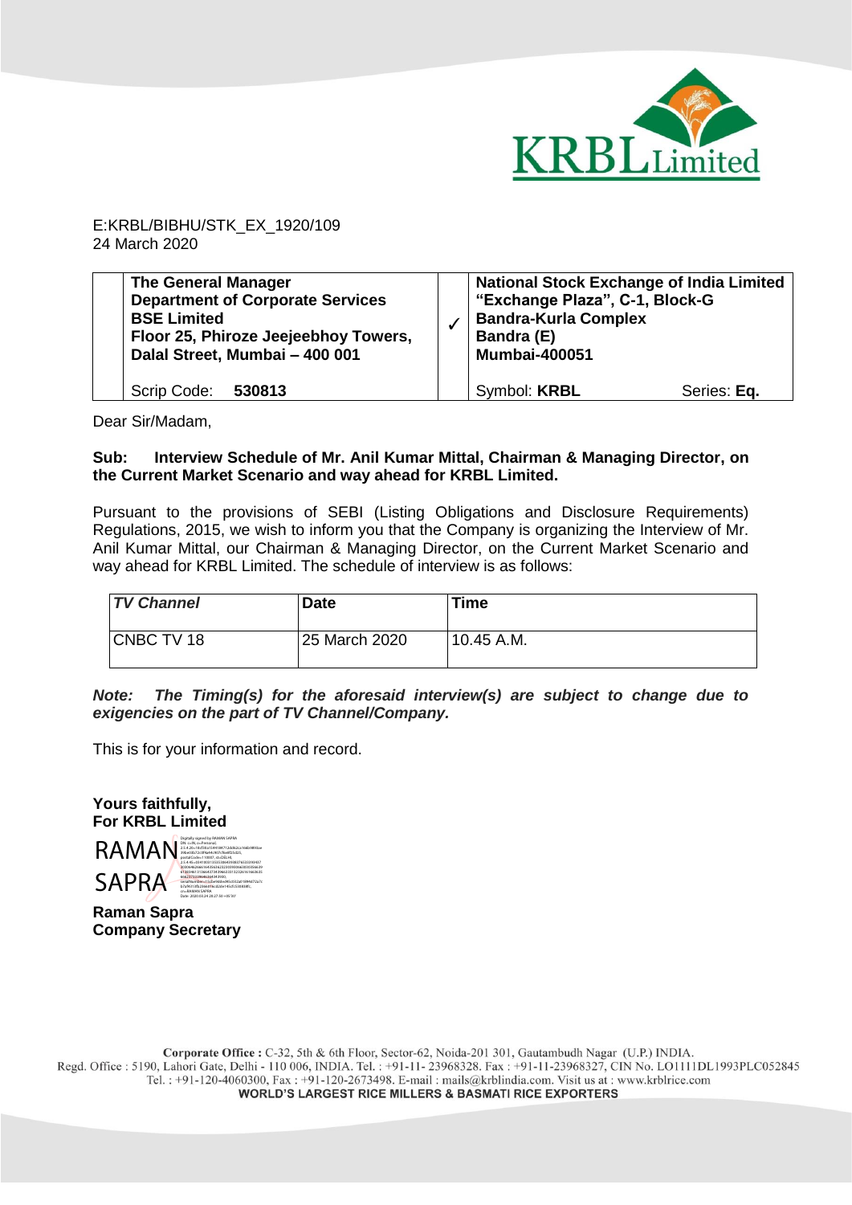E:KRBL/BIBHU/STK_EX_1920/109
24 March 2020

| | | | |
|---|---|---|---|
| | **The General Manager**<br>**Department of Corporate Services**<br>**BSE Limited**<br>**Floor 25, Phiroze Jeejeebhoy Towers,**<br>**Dalal Street, Mumbai – 400 001** | ✓ | **National Stock Exchange of India Limited**<br>**“Exchange Plaza”, C-1, Block-G**<br>**Bandra-Kurla Complex**<br>**Bandra (E)**<br>**Mumbai-400051** |
| | Scrip Code: **530813** | | Symbol: **KRBL** Series: **Eq.** |

Dear Sir/Madam,

**Sub: Interview Schedule of Mr. Anil Kumar Mittal, Chairman & Managing Director, on the Current Market Scenario and way ahead for KRBL Limited.**

Pursuant to the provisions of SEBI (Listing Obligations and Disclosure Requirements) Regulations, 2015, we wish to inform you that the Company is organizing the Interview of Mr. Anil Kumar Mittal, our Chairman & Managing Director, on the Current Market Scenario and way ahead for KRBL Limited. The schedule of interview is as follows:

| ***TV Channel*** | **Date** | **Time** |
|---|---|---|
| CNBC TV 18 | 25 March 2020 | 10.45 A.M. |

***Note: The Timing(s) for the aforesaid interview(s) are subject to change due to exigencies on the part of TV Channel/Company.***

This is for your information and record.

**Yours faithfully,**
**For KRBL Limited**

RAMAN SAPRA

**Raman Sapra**
**Company Secretary**

**Corporate Office :** C-32, 5th & 6th Floor, Sector-62, Noida-201 301, Gautambudh Nagar (U.P.) INDIA.
Regd. Office : 5190, Lahori Gate, Delhi - 110 006, INDIA. Tel. : +91-11- 23968328. Fax : +91-11-23968327, CIN No. LO1111DL1993PLC052845
Tel. : +91-120-4060300, Fax : +91-120-2673498. E-mail : mails@krblindia.com. Visit us at : www.krblrice.com
**WORLD'S LARGEST RICE MILLERS & BASMATI RICE EXPORTERS**